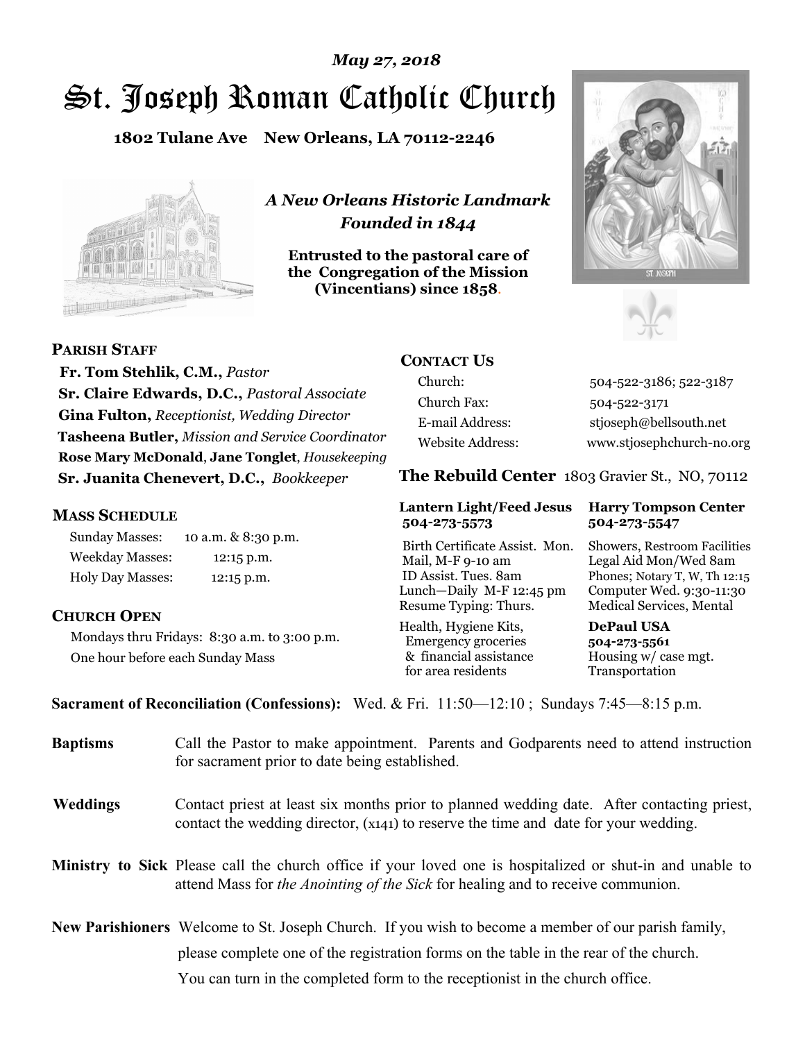*May 27, 2018*

# St. Joseph Roman Catholic Church

**1802 Tulane Ave New Orleans, LA 70112-2246**

*A New Orleans Historic Landmark*
*Founded in 1844*

**Entrusted to the pastoral care of the Congregation of the Mission (Vincentians) since 1858.**

## PARISH STAFF

**Fr. Tom Stehlik, C.M.,** *Pastor*
**Sr. Claire Edwards, D.C.,** *Pastoral Associate*
**Gina Fulton,** *Receptionist, Wedding Director*
**Tasheena Butler,** *Mission and Service Coordinator*
**Rose Mary McDonald**, **Jane Tonglet**, *Housekeeping*
**Sr. Juanita Chenevert, D.C.,** *Bookkeeper*

## MASS SCHEDULE

| | |
|---|---|
| Sunday Masses: | 10 a.m. & 8:30 p.m. |
| Weekday Masses: | 12:15 p.m. |
| Holy Day Masses: | 12:15 p.m. |

## CHURCH OPEN

Mondays thru Fridays: 8:30 a.m. to 3:00 p.m.
One hour before each Sunday Mass

## CONTACT US

| | |
|---|---|
| Church: | 504-522-3186; 522-3187 |
| Church Fax: | 504-522-3171 |
| E-mail Address: | stjoseph@bellsouth.net |
| Website Address: | www.stjosephchurch-no.org |

## The Rebuild Center 1803 Gravier St., NO, 70112

| **Lantern Light/Feed Jesus 504-273-5573** | **Harry Tompson Center 504-273-5547** |
|---|---|
| Birth Certificate Assist. Mon. Mail, M-F 9-10 am ID Assist. Tues. 8am Lunch—Daily M-F 12:45 pm Resume Typing: Thurs. | Showers, Restroom Facilities Legal Aid Mon/Wed 8am Phones; Notary T, W, Th 12:15 Computer Wed. 9:30-11:30 Medical Services, Mental |
| Health, Hygiene Kits, Emergency groceries & financial assistance for area residents | **DePaul USA 504-273-5561** Housing w/ case mgt. Transportation |

**Sacrament of Reconciliation (Confessions):** Wed. & Fri. 11:50—12:10 ; Sundays 7:45—8:15 p.m.

**Baptisms** Call the Pastor to make appointment. Parents and Godparents need to attend instruction for sacrament prior to date being established.

**Weddings** Contact priest at least six months prior to planned wedding date. After contacting priest, contact the wedding director, (x141) to reserve the time and date for your wedding.

**Ministry to Sick** Please call the church office if your loved one is hospitalized or shut-in and unable to attend Mass for *the Anointing of the Sick* for healing and to receive communion.

**New Parishioners** Welcome to St. Joseph Church. If you wish to become a member of our parish family, please complete one of the registration forms on the table in the rear of the church. You can turn in the completed form to the receptionist in the church office.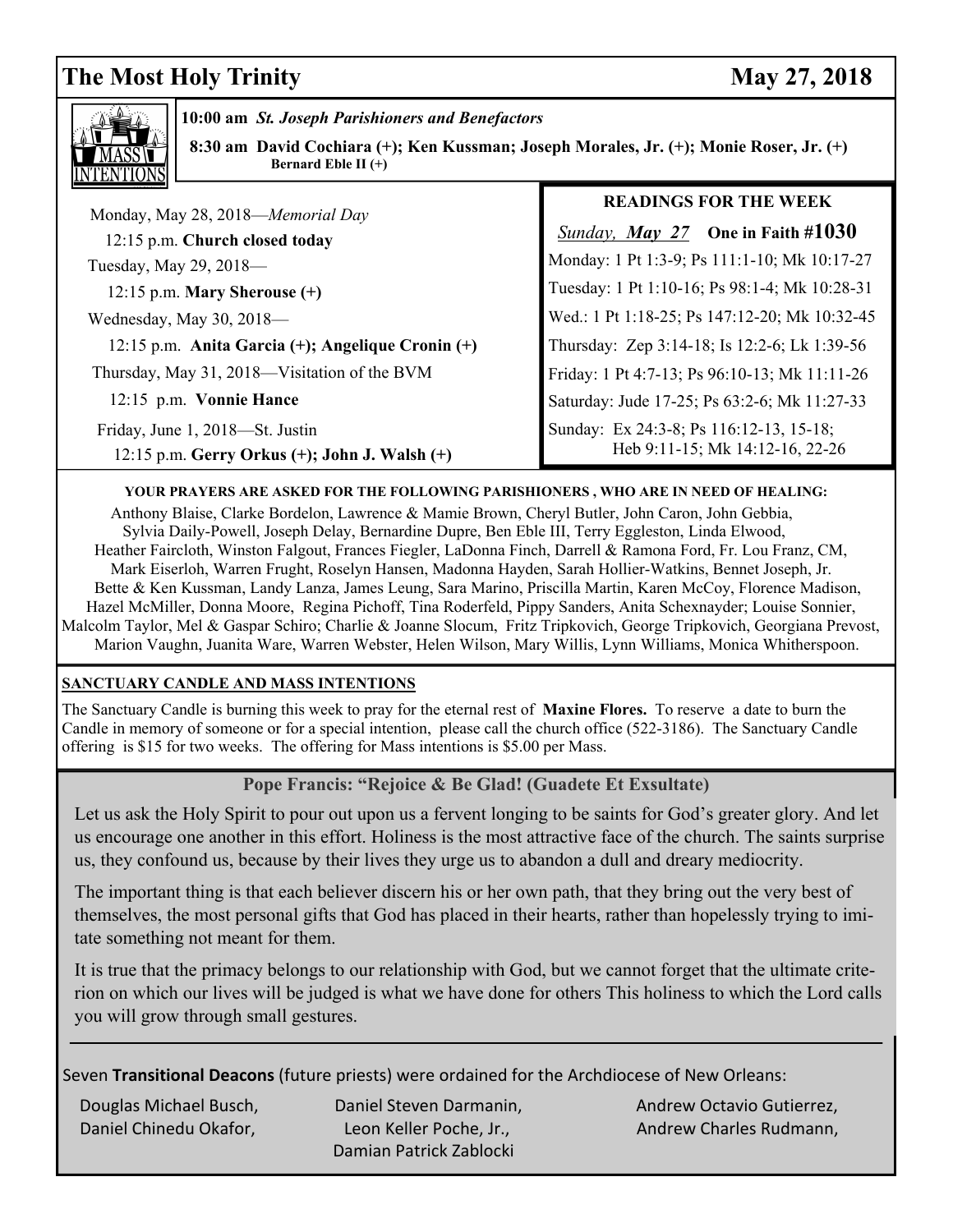# The Most Holy Trinity — May 27, 2018

**MASS INTENTIONS**

**10:00 am** ***St. Joseph Parishioners and Benefactors***

**8:30 am David Cochiara (+); Ken Kussman; Joseph Morales, Jr. (+); Monie Roser, Jr. (+) Bernard Eble II (+)**

Monday, May 28, 2018—*Memorial Day*
12:15 p.m. **Church closed today**

Tuesday, May 29, 2018—
12:15 p.m. **Mary Sherouse (+)**

Wednesday, May 30, 2018—
12:15 p.m. **Anita Garcia (+); Angelique Cronin (+)**

Thursday, May 31, 2018—Visitation of the BVM
12:15 p.m. **Vonnie Hance**

Friday, June 1, 2018—St. Justin
12:15 p.m. **Gerry Orkus (+); John J. Walsh (+)**

### READINGS FOR THE WEEK

*Sunday, May 27* **One in Faith #1030**

Monday: 1 Pt 1:3-9; Ps 111:1-10; Mk 10:17-27
Tuesday: 1 Pt 1:10-16; Ps 98:1-4; Mk 10:28-31
Wed.: 1 Pt 1:18-25; Ps 147:12-20; Mk 10:32-45
Thursday: Zep 3:14-18; Is 12:2-6; Lk 1:39-56
Friday: 1 Pt 4:7-13; Ps 96:10-13; Mk 11:11-26
Saturday: Jude 17-25; Ps 63:2-6; Mk 11:27-33
Sunday: Ex 24:3-8; Ps 116:12-13, 15-18; Heb 9:11-15; Mk 14:12-16, 22-26

**YOUR PRAYERS ARE ASKED FOR THE FOLLOWING PARISHIONERS , WHO ARE IN NEED OF HEALING:**

Anthony Blaise, Clarke Bordelon, Lawrence & Mamie Brown, Cheryl Butler, John Caron, John Gebbia, Sylvia Daily-Powell, Joseph Delay, Bernardine Dupre, Ben Eble III, Terry Eggleston, Linda Elwood, Heather Faircloth, Winston Falgout, Frances Fiegler, LaDonna Finch, Darrell & Ramona Ford, Fr. Lou Franz, CM, Mark Eiserloh, Warren Frught, Roselyn Hansen, Madonna Hayden, Sarah Hollier-Watkins, Bennet Joseph, Jr. Bette & Ken Kussman, Landy Lanza, James Leung, Sara Marino, Priscilla Martin, Karen McCoy, Florence Madison, Hazel McMiller, Donna Moore, Regina Pichoff, Tina Roderfeld, Pippy Sanders, Anita Schexnayder; Louise Sonnier, Malcolm Taylor, Mel & Gaspar Schiro; Charlie & Joanne Slocum, Fritz Tripkovich, George Tripkovich, Georgiana Prevost, Marion Vaughn, Juanita Ware, Warren Webster, Helen Wilson, Mary Willis, Lynn Williams, Monica Whitherspoon.

**SANCTUARY CANDLE AND MASS INTENTIONS**

The Sanctuary Candle is burning this week to pray for the eternal rest of **Maxine Flores.** To reserve a date to burn the Candle in memory of someone or for a special intention, please call the church office (522-3186). The Sanctuary Candle offering is $15 for two weeks. The offering for Mass intentions is $5.00 per Mass.

### Pope Francis: "Rejoice & Be Glad! (Guadete Et Exsultate)

Let us ask the Holy Spirit to pour out upon us a fervent longing to be saints for God's greater glory. And let us encourage one another in this effort. Holiness is the most attractive face of the church. The saints surprise us, they confound us, because by their lives they urge us to abandon a dull and dreary mediocrity.

The important thing is that each believer discern his or her own path, that they bring out the very best of themselves, the most personal gifts that God has placed in their hearts, rather than hopelessly trying to imitate something not meant for them.

It is true that the primacy belongs to our relationship with God, but we cannot forget that the ultimate criterion on which our lives will be judged is what we have done for others This holiness to which the Lord calls you will grow through small gestures.

Seven **Transitional Deacons** (future priests) were ordained for the Archdiocese of New Orleans:

Douglas Michael Busch, Daniel Steven Darmanin, Andrew Octavio Gutierrez, Daniel Chinedu Okafor, Leon Keller Poche, Jr., Andrew Charles Rudmann, Damian Patrick Zablocki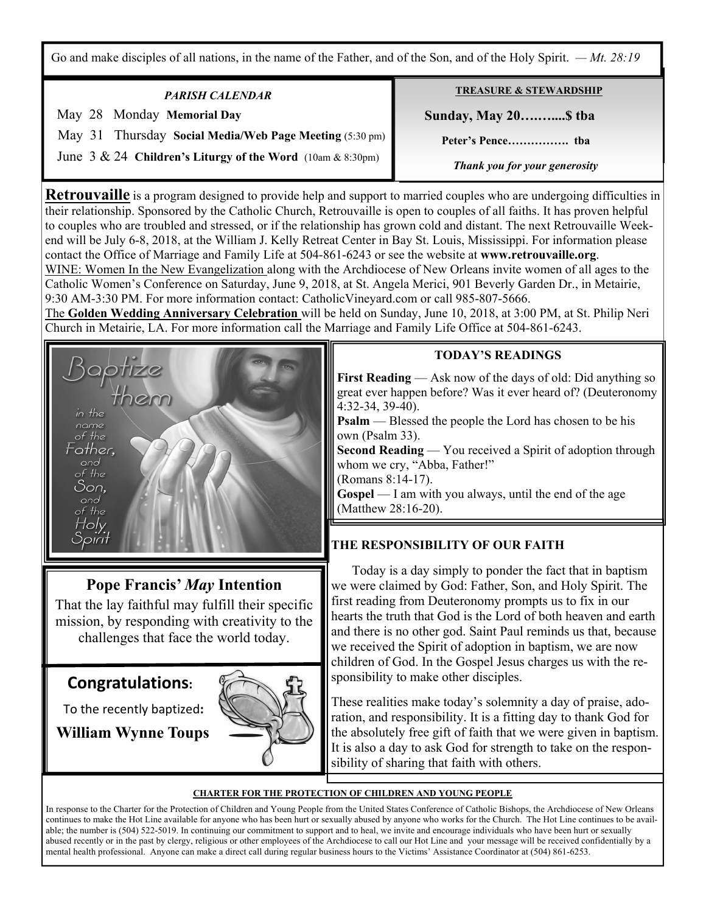Go and make disciples of all nations, in the name of the Father, and of the Son, and of the Holy Spirit. *— Mt. 28:19*

***PARISH CALENDAR***

May 28 Monday **Memorial Day**

May 31 Thursday **Social Media/Web Page Meeting** (5:30 pm)

June 3 & 24 **Children's Liturgy of the Word** (10am & 8:30pm)

**TREASURE & STEWARDSHIP**

**Sunday, May 20……....$ tba**

**Peter's Pence……………. tba**

***Thank you for your generosity***

**Retrouvaille** is a program designed to provide help and support to married couples who are undergoing difficulties in their relationship. Sponsored by the Catholic Church, Retrouvaille is open to couples of all faiths. It has proven helpful to couples who are troubled and stressed, or if the relationship has grown cold and distant. The next Retrouvaille Weekend will be July 6-8, 2018, at the William J. Kelly Retreat Center in Bay St. Louis, Mississippi. For information please contact the Office of Marriage and Family Life at 504-861-6243 or see the website at **www.retrouvaille.org**.

WINE: Women In the New Evangelization along with the Archdiocese of New Orleans invite women of all ages to the Catholic Women's Conference on Saturday, June 9, 2018, at St. Angela Merici, 901 Beverly Garden Dr., in Metairie, 9:30 AM-3:30 PM. For more information contact: CatholicVineyard.com or call 985-807-5666.

The **Golden Wedding Anniversary Celebration** will be held on Sunday, June 10, 2018, at 3:00 PM, at St. Philip Neri Church in Metairie, LA. For more information call the Marriage and Family Life Office at 504-861-6243.

**TODAY'S READINGS**

**First Reading** — Ask now of the days of old: Did anything so great ever happen before? Was it ever heard of? (Deuteronomy 4:32-34, 39-40).

**Psalm** — Blessed the people the Lord has chosen to be his own (Psalm 33).

**Second Reading** — You received a Spirit of adoption through whom we cry, "Abba, Father!" (Romans 8:14-17).

**Gospel** — I am with you always, until the end of the age (Matthew 28:16-20).

## Pope Francis' *May* Intention

That the lay faithful may fulfill their specific mission, by responding with creativity to the challenges that face the world today.

**THE RESPONSIBILITY OF OUR FAITH**

Today is a day simply to ponder the fact that in baptism we were claimed by God: Father, Son, and Holy Spirit. The first reading from Deuteronomy prompts us to fix in our hearts the truth that God is the Lord of both heaven and earth and there is no other god. Saint Paul reminds us that, because we received the Spirit of adoption in baptism, we are now children of God. In the Gospel Jesus charges us with the responsibility to make other disciples.

These realities make today's solemnity a day of praise, adoration, and responsibility. It is a fitting day to thank God for the absolutely free gift of faith that we were given in baptism. It is also a day to ask God for strength to take on the responsibility of sharing that faith with others.

## Congratulations:

To the recently baptized:

**William Wynne Toups**

**CHARTER FOR THE PROTECTION OF CHILDREN AND YOUNG PEOPLE**

In response to the Charter for the Protection of Children and Young People from the United States Conference of Catholic Bishops, the Archdiocese of New Orleans continues to make the Hot Line available for anyone who has been hurt or sexually abused by anyone who works for the Church. The Hot Line continues to be available; the number is (504) 522-5019. In continuing our commitment to support and to heal, we invite and encourage individuals who have been hurt or sexually abused recently or in the past by clergy, religious or other employees of the Archdiocese to call our Hot Line and your message will be received confidentially by a mental health professional. Anyone can make a direct call during regular business hours to the Victims' Assistance Coordinator at (504) 861-6253.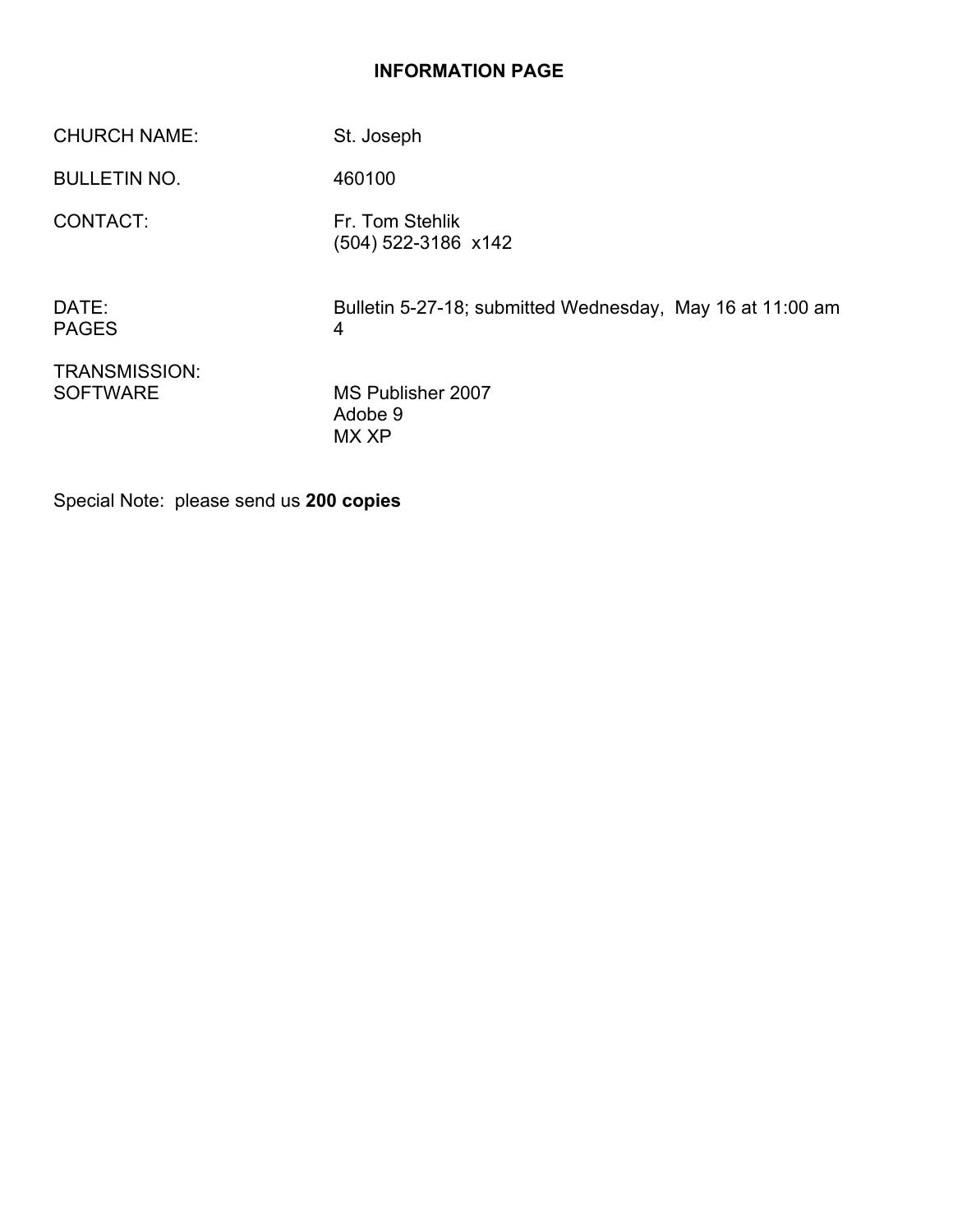## INFORMATION PAGE

| | |
|---|---|
| CHURCH NAME: | St. Joseph |
| BULLETIN NO. | 460100 |
| CONTACT: | Fr. Tom Stehlik<br>(504) 522-3186 x142 |
| DATE:<br>PAGES | Bulletin 5-27-18; submitted Wednesday, May 16 at 11:00 am<br>4 |
| TRANSMISSION:<br>SOFTWARE | MS Publisher 2007<br>Adobe 9<br>MX XP |

Special Note: please send us **200 copies**